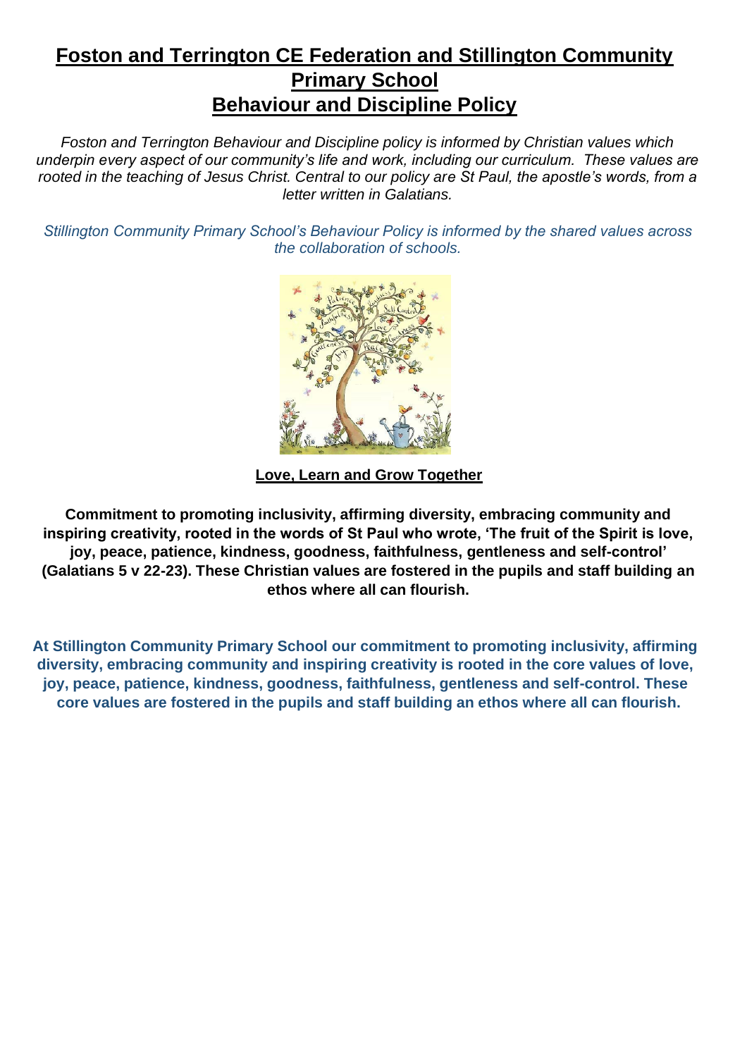# Foston and Terrington CE Federation and Stillington Community Primary School
# Behaviour and Discipline Policy

*Foston and Terrington Behaviour and Discipline policy is informed by Christian values which underpin every aspect of our community's life and work, including our curriculum. These values are rooted in the teaching of Jesus Christ. Central to our policy are St Paul, the apostle's words, from a letter written in Galatians.*

*Stillington Community Primary School's Behaviour Policy is informed by the shared values across the collaboration of schools.*

**Love, Learn and Grow Together**

**Commitment to promoting inclusivity, affirming diversity, embracing community and inspiring creativity, rooted in the words of St Paul who wrote, 'The fruit of the Spirit is love, joy, peace, patience, kindness, goodness, faithfulness, gentleness and self-control' (Galatians 5 v 22-23). These Christian values are fostered in the pupils and staff building an ethos where all can flourish.**

**At Stillington Community Primary School our commitment to promoting inclusivity, affirming diversity, embracing community and inspiring creativity is rooted in the core values of love, joy, peace, patience, kindness, goodness, faithfulness, gentleness and self-control. These core values are fostered in the pupils and staff building an ethos where all can flourish.**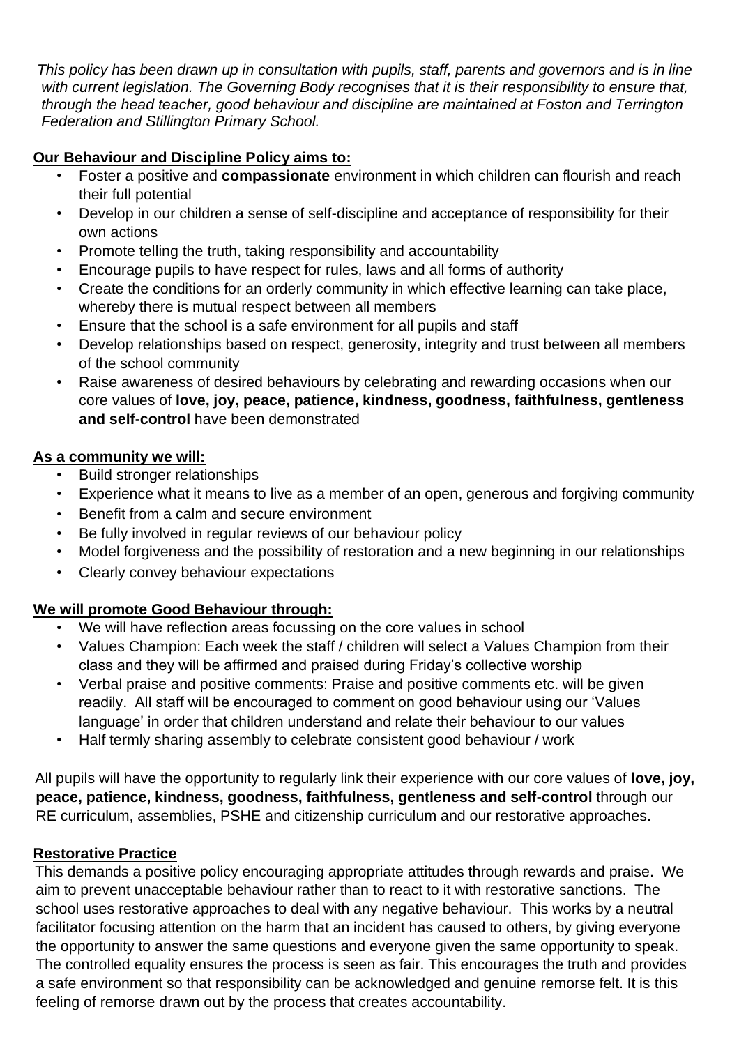*This policy has been drawn up in consultation with pupils, staff, parents and governors and is in line with current legislation. The Governing Body recognises that it is their responsibility to ensure that, through the head teacher, good behaviour and discipline are maintained at Foston and Terrington Federation and Stillington Primary School.*

**Our Behaviour and Discipline Policy aims to:**

- Foster a positive and **compassionate** environment in which children can flourish and reach their full potential
- Develop in our children a sense of self-discipline and acceptance of responsibility for their own actions
- Promote telling the truth, taking responsibility and accountability
- Encourage pupils to have respect for rules, laws and all forms of authority
- Create the conditions for an orderly community in which effective learning can take place, whereby there is mutual respect between all members
- Ensure that the school is a safe environment for all pupils and staff
- Develop relationships based on respect, generosity, integrity and trust between all members of the school community
- Raise awareness of desired behaviours by celebrating and rewarding occasions when our core values of **love, joy, peace, patience, kindness, goodness, faithfulness, gentleness and self-control** have been demonstrated

**As a community we will:**

- Build stronger relationships
- Experience what it means to live as a member of an open, generous and forgiving community
- Benefit from a calm and secure environment
- Be fully involved in regular reviews of our behaviour policy
- Model forgiveness and the possibility of restoration and a new beginning in our relationships
- Clearly convey behaviour expectations

**We will promote Good Behaviour through:**

- We will have reflection areas focussing on the core values in school
- Values Champion: Each week the staff / children will select a Values Champion from their class and they will be affirmed and praised during Friday's collective worship
- Verbal praise and positive comments: Praise and positive comments etc. will be given readily. All staff will be encouraged to comment on good behaviour using our 'Values language' in order that children understand and relate their behaviour to our values
- Half termly sharing assembly to celebrate consistent good behaviour / work

All pupils will have the opportunity to regularly link their experience with our core values of **love, joy, peace, patience, kindness, goodness, faithfulness, gentleness and self-control** through our RE curriculum, assemblies, PSHE and citizenship curriculum and our restorative approaches.

**Restorative Practice**

This demands a positive policy encouraging appropriate attitudes through rewards and praise. We aim to prevent unacceptable behaviour rather than to react to it with restorative sanctions. The school uses restorative approaches to deal with any negative behaviour. This works by a neutral facilitator focusing attention on the harm that an incident has caused to others, by giving everyone the opportunity to answer the same questions and everyone given the same opportunity to speak. The controlled equality ensures the process is seen as fair. This encourages the truth and provides a safe environment so that responsibility can be acknowledged and genuine remorse felt. It is this feeling of remorse drawn out by the process that creates accountability.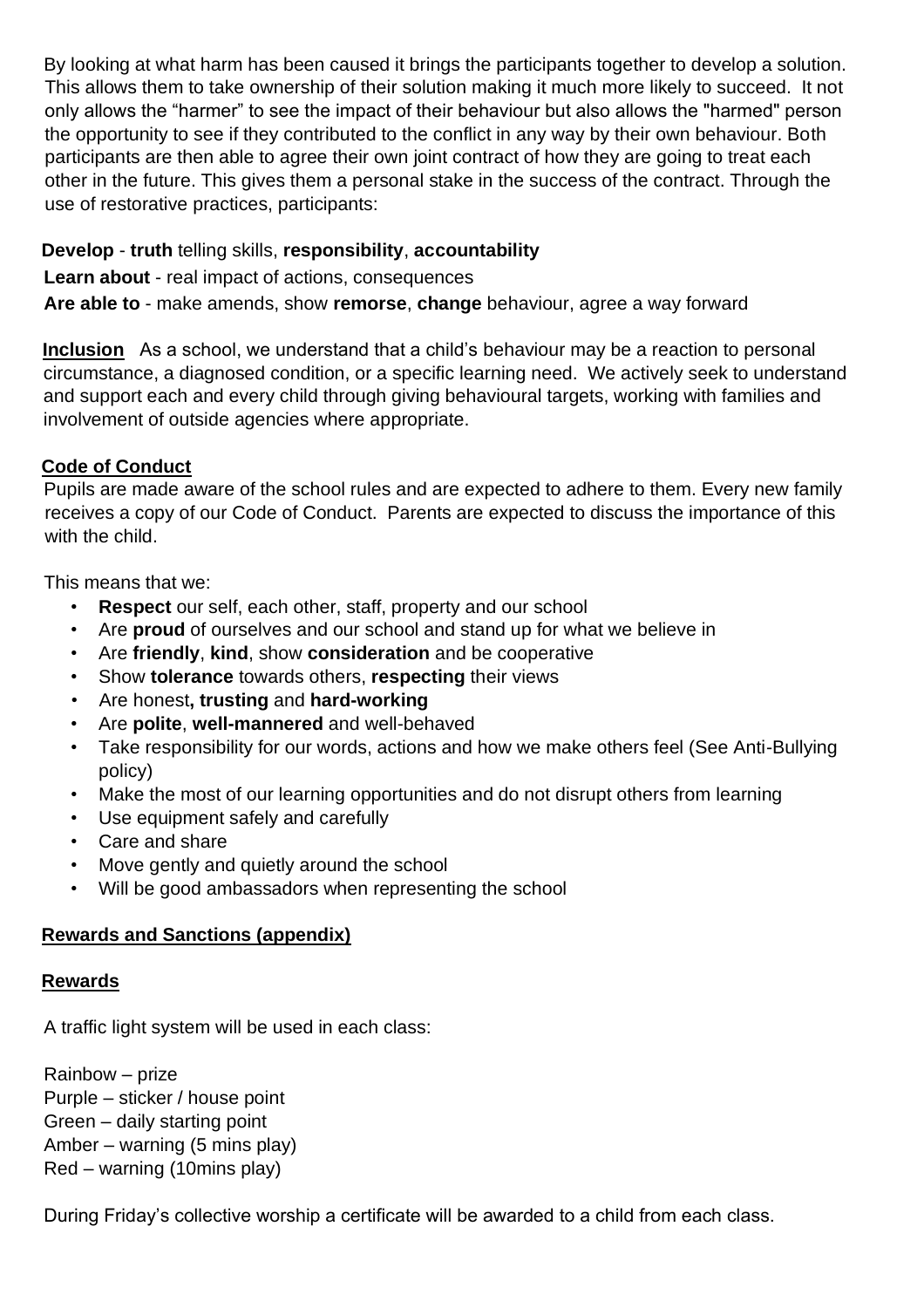By looking at what harm has been caused it brings the participants together to develop a solution. This allows them to take ownership of their solution making it much more likely to succeed. It not only allows the "harmer" to see the impact of their behaviour but also allows the "harmed" person the opportunity to see if they contributed to the conflict in any way by their own behaviour. Both participants are then able to agree their own joint contract of how they are going to treat each other in the future. This gives them a personal stake in the success of the contract. Through the use of restorative practices, participants:

**Develop** - **truth** telling skills, **responsibility**, **accountability**

**Learn about** - real impact of actions, consequences

**Are able to** - make amends, show **remorse**, **change** behaviour, agree a way forward

**Inclusion** As a school, we understand that a child's behaviour may be a reaction to personal circumstance, a diagnosed condition, or a specific learning need. We actively seek to understand and support each and every child through giving behavioural targets, working with families and involvement of outside agencies where appropriate.

## Code of Conduct

Pupils are made aware of the school rules and are expected to adhere to them. Every new family receives a copy of our Code of Conduct. Parents are expected to discuss the importance of this with the child.

This means that we:

- **Respect** our self, each other, staff, property and our school
- Are **proud** of ourselves and our school and stand up for what we believe in
- Are **friendly**, **kind**, show **consideration** and be cooperative
- Show **tolerance** towards others, **respecting** their views
- Are honest**, trusting** and **hard-working**
- Are **polite**, **well-mannered** and well-behaved
- Take responsibility for our words, actions and how we make others feel (See Anti-Bullying policy)
- Make the most of our learning opportunities and do not disrupt others from learning
- Use equipment safely and carefully
- Care and share
- Move gently and quietly around the school
- Will be good ambassadors when representing the school

## Rewards and Sanctions (appendix)

## Rewards

A traffic light system will be used in each class:

Rainbow – prize
Purple – sticker / house point
Green – daily starting point
Amber – warning (5 mins play)
Red – warning (10mins play)

During Friday's collective worship a certificate will be awarded to a child from each class.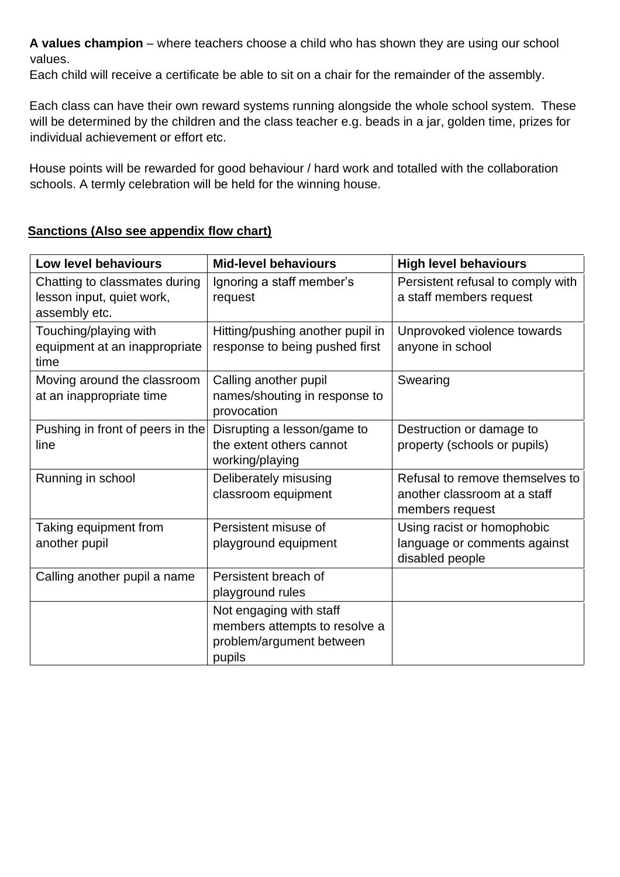**A values champion** – where teachers choose a child who has shown they are using our school values.
Each child will receive a certificate be able to sit on a chair for the remainder of the assembly.

Each class can have their own reward systems running alongside the whole school system. These will be determined by the children and the class teacher e.g. beads in a jar, golden time, prizes for individual achievement or effort etc.

House points will be rewarded for good behaviour / hard work and totalled with the collaboration schools. A termly celebration will be held for the winning house.

**Sanctions (Also see appendix flow chart)**

| Low level behaviours | Mid-level behaviours | High level behaviours |
|---|---|---|
| Chatting to classmates during lesson input, quiet work, assembly etc. | Ignoring a staff member's request | Persistent refusal to comply with a staff members request |
| Touching/playing with equipment at an inappropriate time | Hitting/pushing another pupil in response to being pushed first | Unprovoked violence towards anyone in school |
| Moving around the classroom at an inappropriate time | Calling another pupil names/shouting in response to provocation | Swearing |
| Pushing in front of peers in the line | Disrupting a lesson/game to the extent others cannot working/playing | Destruction or damage to property (schools or pupils) |
| Running in school | Deliberately misusing classroom equipment | Refusal to remove themselves to another classroom at a staff members request |
| Taking equipment from another pupil | Persistent misuse of playground equipment | Using racist or homophobic language or comments against disabled people |
| Calling another pupil a name | Persistent breach of playground rules | |
| | Not engaging with staff members attempts to resolve a problem/argument between pupils | |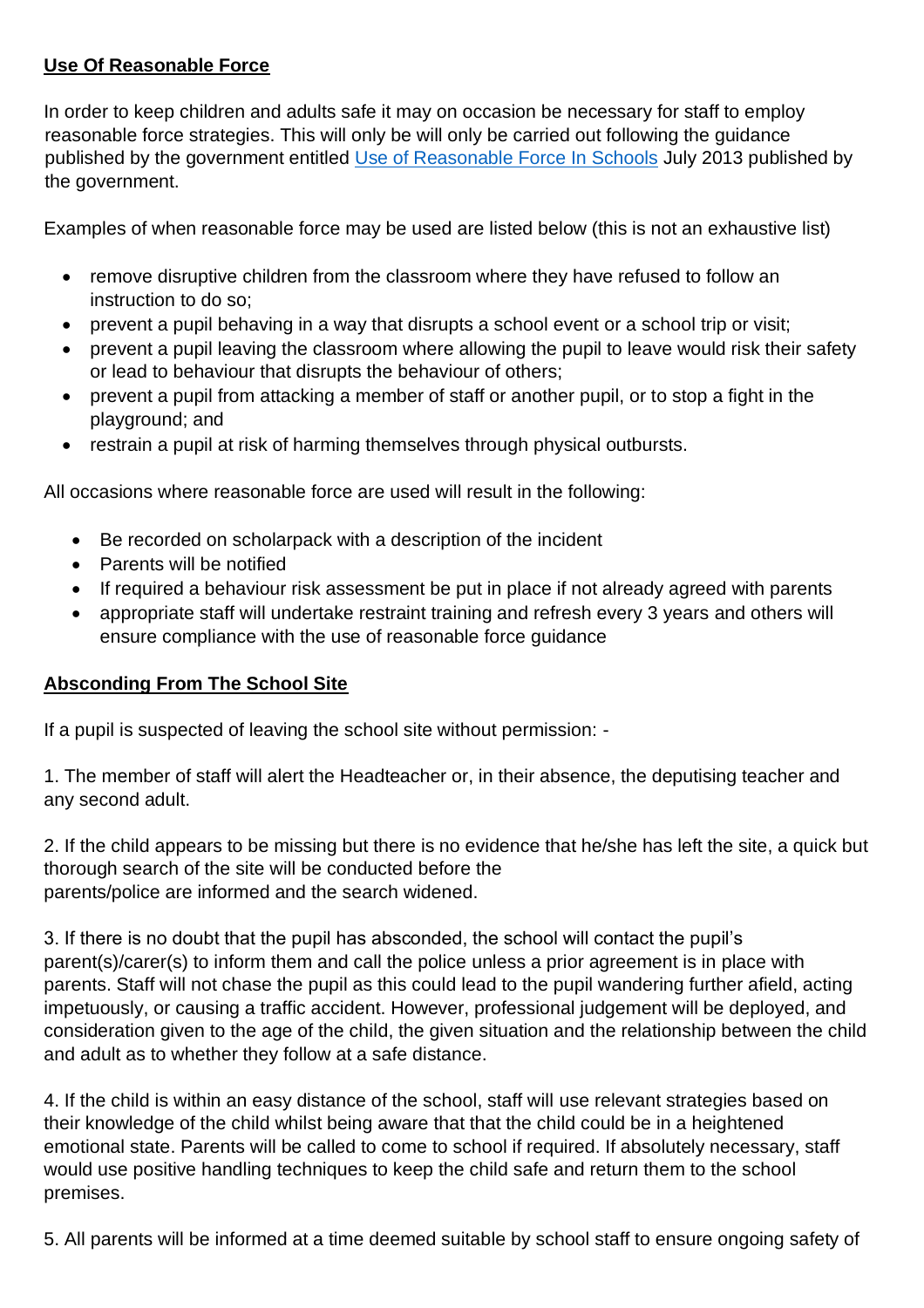**Use Of Reasonable Force**

In order to keep children and adults safe it may on occasion be necessary for staff to employ reasonable force strategies. This will only be will only be carried out following the guidance published by the government entitled [Use of Reasonable Force In Schools]() July 2013 published by the government.

Examples of when reasonable force may be used are listed below (this is not an exhaustive list)

- remove disruptive children from the classroom where they have refused to follow an instruction to do so;
- prevent a pupil behaving in a way that disrupts a school event or a school trip or visit;
- prevent a pupil leaving the classroom where allowing the pupil to leave would risk their safety or lead to behaviour that disrupts the behaviour of others;
- prevent a pupil from attacking a member of staff or another pupil, or to stop a fight in the playground; and
- restrain a pupil at risk of harming themselves through physical outbursts.

All occasions where reasonable force are used will result in the following:

- Be recorded on scholarpack with a description of the incident
- Parents will be notified
- If required a behaviour risk assessment be put in place if not already agreed with parents
- appropriate staff will undertake restraint training and refresh every 3 years and others will ensure compliance with the use of reasonable force guidance

**Absconding From The School Site**

If a pupil is suspected of leaving the school site without permission: -

1. The member of staff will alert the Headteacher or, in their absence, the deputising teacher and any second adult.

2. If the child appears to be missing but there is no evidence that he/she has left the site, a quick but thorough search of the site will be conducted before the parents/police are informed and the search widened.

3. If there is no doubt that the pupil has absconded, the school will contact the pupil's parent(s)/carer(s) to inform them and call the police unless a prior agreement is in place with parents. Staff will not chase the pupil as this could lead to the pupil wandering further afield, acting impetuously, or causing a traffic accident. However, professional judgement will be deployed, and consideration given to the age of the child, the given situation and the relationship between the child and adult as to whether they follow at a safe distance.

4. If the child is within an easy distance of the school, staff will use relevant strategies based on their knowledge of the child whilst being aware that that the child could be in a heightened emotional state. Parents will be called to come to school if required. If absolutely necessary, staff would use positive handling techniques to keep the child safe and return them to the school premises.

5. All parents will be informed at a time deemed suitable by school staff to ensure ongoing safety of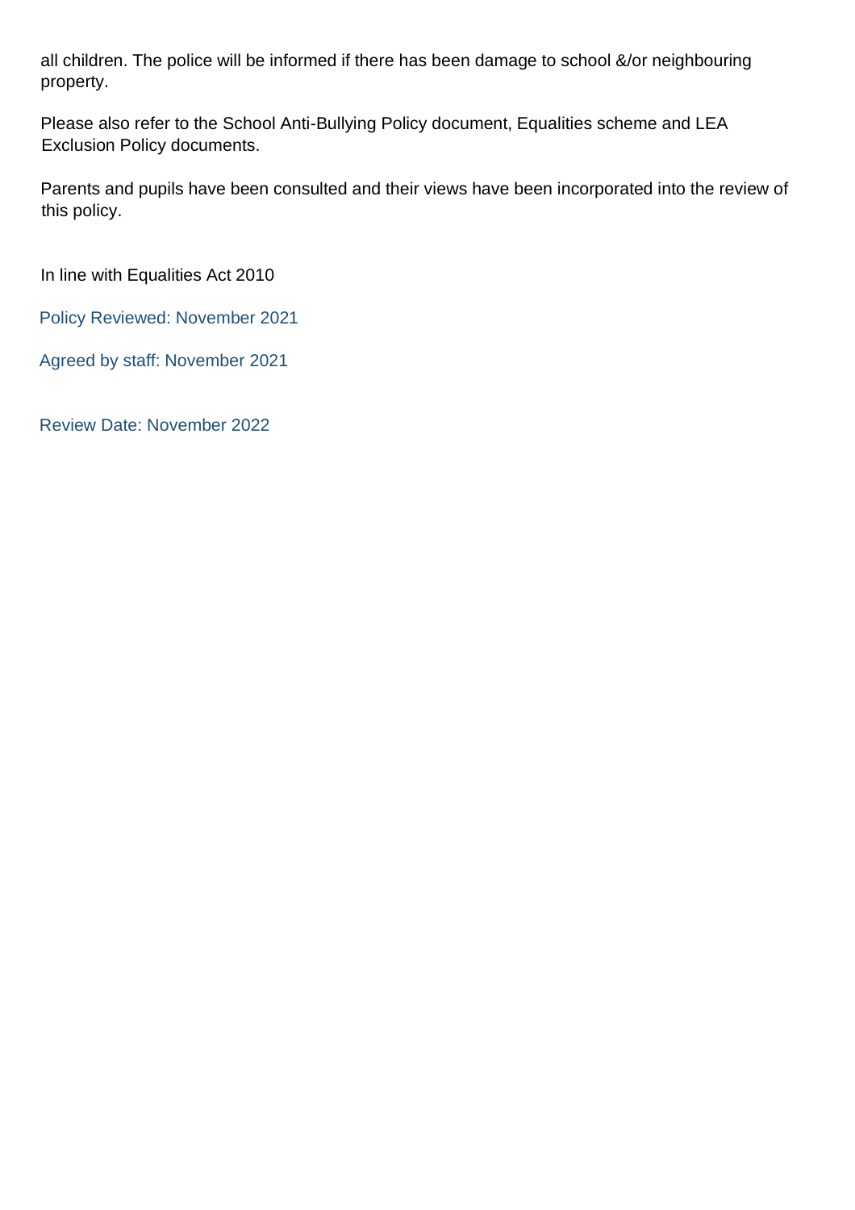all children. The police will be informed if there has been damage to school &/or neighbouring property.

Please also refer to the School Anti-Bullying Policy document, Equalities scheme and LEA Exclusion Policy documents.

Parents and pupils have been consulted and their views have been incorporated into the review of this policy.

In line with Equalities Act 2010

Policy Reviewed: November 2021

Agreed by staff: November 2021

Review Date: November 2022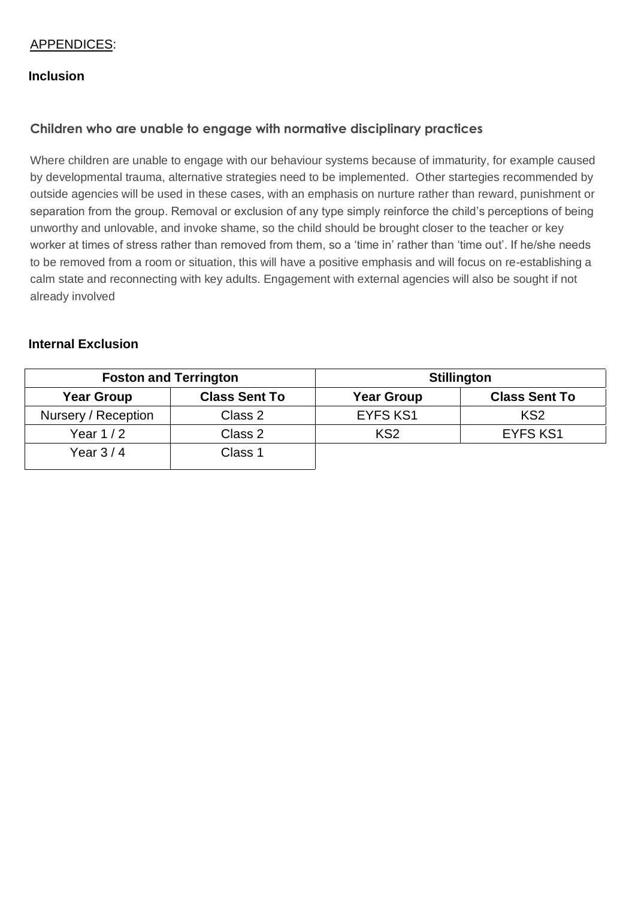APPENDICES:

**Inclusion**

### Children who are unable to engage with normative disciplinary practices

Where children are unable to engage with our behaviour systems because of immaturity, for example caused by developmental trauma, alternative strategies need to be implemented. Other startegies recommended by outside agencies will be used in these cases, with an emphasis on nurture rather than reward, punishment or separation from the group. Removal or exclusion of any type simply reinforce the child's perceptions of being unworthy and unlovable, and invoke shame, so the child should be brought closer to the teacher or key worker at times of stress rather than removed from them, so a 'time in' rather than 'time out'. If he/she needs to be removed from a room or situation, this will have a positive emphasis and will focus on re-establishing a calm state and reconnecting with key adults. Engagement with external agencies will also be sought if not already involved

**Internal Exclusion**

| Foston and Terrington | | Stillington | |
|---|---|---|---|
| **Year Group** | **Class Sent To** | **Year Group** | **Class Sent To** |
| Nursery / Reception | Class 2 | EYFS KS1 | KS2 |
| Year 1 / 2 | Class 2 | KS2 | EYFS KS1 |
| Year 3 / 4 | Class 1 | | |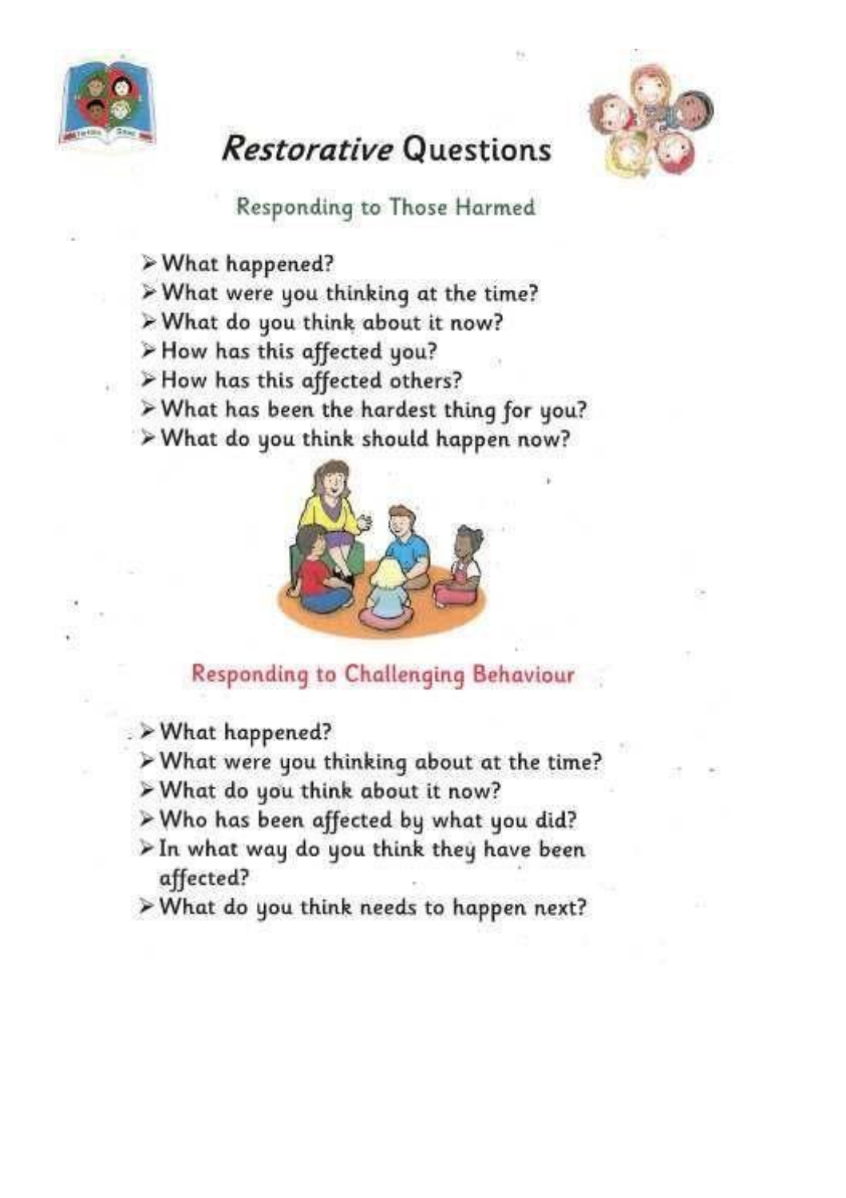# *Restorative* Questions

## Responding to Those Harmed

- What happened?
- What were you thinking at the time?
- What do you think about it now?
- How has this affected you?
- How has this affected others?
- What has been the hardest thing for you?
- What do you think should happen now?

## Responding to Challenging Behaviour

- What happened?
- What were you thinking about at the time?
- What do you think about it now?
- Who has been affected by what you did?
- In what way do you think they have been affected?
- What do you think needs to happen next?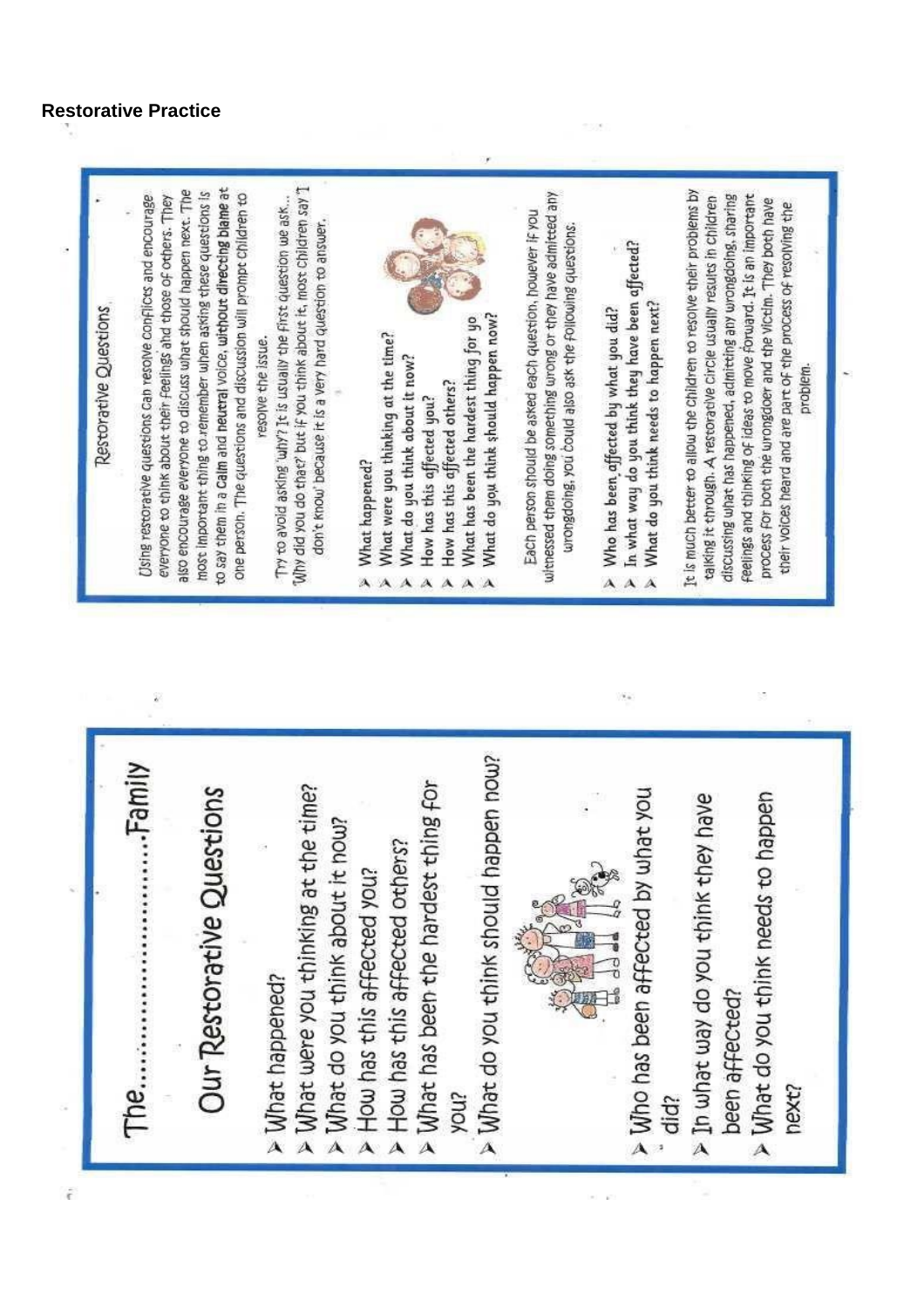## Restorative Practice

### Restorative Questions

Using restorative questions can resolve conflicts and encourage everyone to think about their feelings and those of others. They also encourage everyone to discuss what should happen next. The most important thing to remember when asking these questions is to say them in a **calm** and **neutral** voice, **without directing blame** at one person. The questions and discussion will prompt children to resolve the issue.

Try to avoid asking 'why'? It is usually the first question we ask... 'Why did you do that?' but if you think about it, most children say 'I don't know' because it is a very hard question to answer.

- What happened?
- What were you thinking at the time?
- What do you think about it now?
- How has this affected you?
- How has this affected others?
- What has been the hardest thing for you?
- What do you think should happen now?

Each person should be asked each question, however if you witnessed them doing something wrong or they have admitted any wrongdoing, you could also ask the following questions.

- Who has been affected by what you did?
- In what way do you think they have been affected?
- What do you think needs to happen next?

It is much better to allow the children to resolve their problems by talking it through. A restorative circle usually results in children discussing what has happened, admitting any wrongdoing, sharing feelings and thinking of ideas to move forward. It is an important process for both the wrongdoer and the victim. They both have their voices heard and are part of the process of resolving the problem.

The..........................Family

### Our Restorative Questions

- What happened?
- What were you thinking at the time?
- What do you think about it now?
- How has this affected you?
- How has this affected others?
- What has been the hardest thing for you?
- What do you think should happen now?
- Who has been affected by what you did?
- In what way do you think they have been affected?
- What do you think needs to happen next?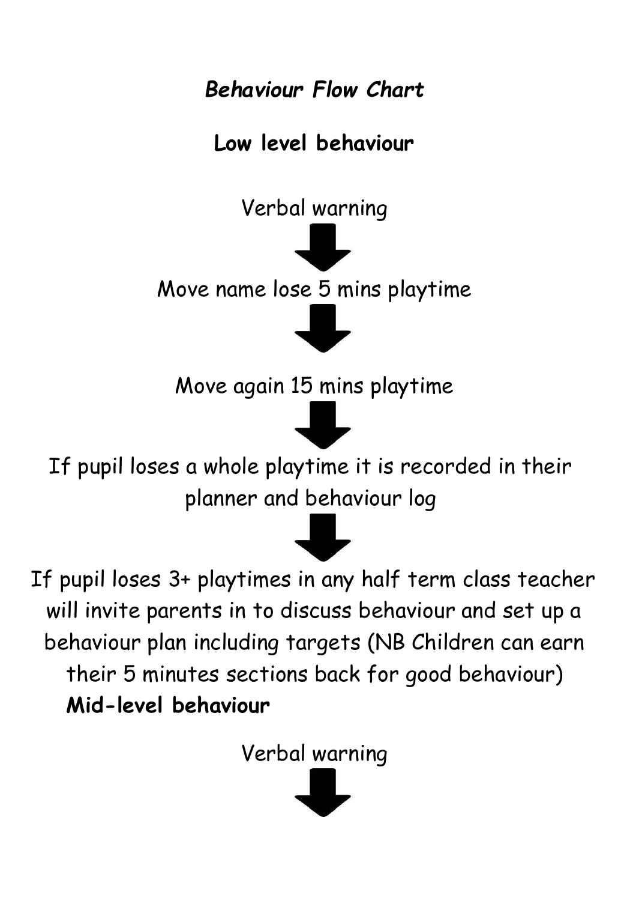# *Behaviour Flow Chart*

## Low level behaviour

Verbal warning

↓

Move name lose 5 mins playtime

↓

Move again 15 mins playtime

↓

If pupil loses a whole playtime it is recorded in their planner and behaviour log

↓

If pupil loses 3+ playtimes in any half term class teacher will invite parents in to discuss behaviour and set up a behaviour plan including targets (NB Children can earn their 5 minutes sections back for good behaviour)

## Mid-level behaviour

Verbal warning

↓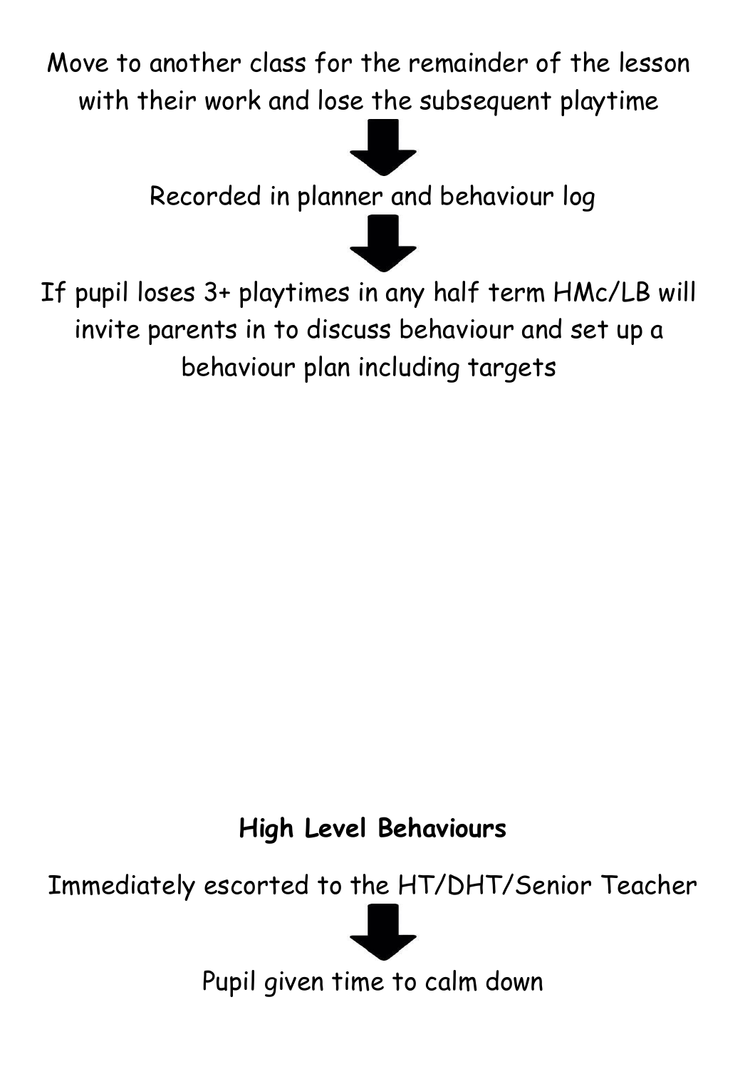Move to another class for the remainder of the lesson with their work and lose the subsequent playtime

↓

Recorded in planner and behaviour log

↓

If pupil loses 3+ playtimes in any half term HMc/LB will invite parents in to discuss behaviour and set up a behaviour plan including targets

**High Level Behaviours**

Immediately escorted to the HT/DHT/Senior Teacher

↓

Pupil given time to calm down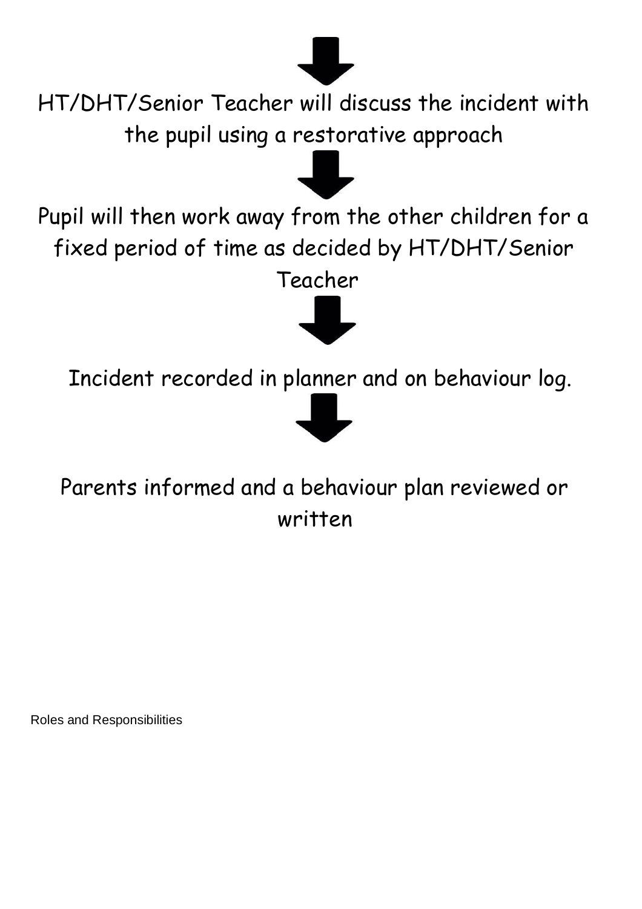↓

HT/DHT/Senior Teacher will discuss the incident with the pupil using a restorative approach

↓

Pupil will then work away from the other children for a fixed period of time as decided by HT/DHT/Senior Teacher

↓

Incident recorded in planner and on behaviour log.

↓

Parents informed and a behaviour plan reviewed or written

Roles and Responsibilities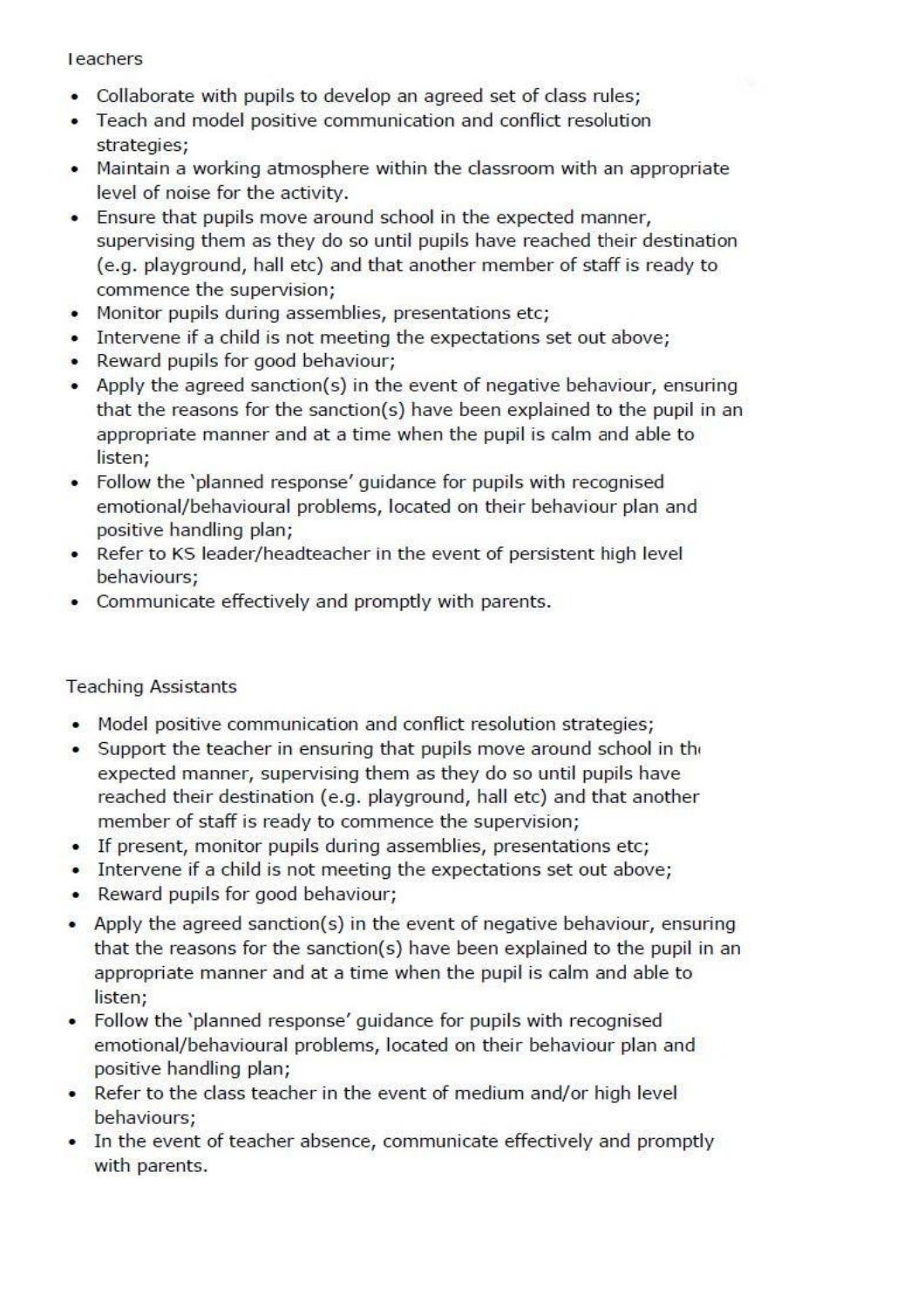Teachers

- Collaborate with pupils to develop an agreed set of class rules;
- Teach and model positive communication and conflict resolution strategies;
- Maintain a working atmosphere within the classroom with an appropriate level of noise for the activity.
- Ensure that pupils move around school in the expected manner, supervising them as they do so until pupils have reached their destination (e.g. playground, hall etc) and that another member of staff is ready to commence the supervision;
- Monitor pupils during assemblies, presentations etc;
- Intervene if a child is not meeting the expectations set out above;
- Reward pupils for good behaviour;
- Apply the agreed sanction(s) in the event of negative behaviour, ensuring that the reasons for the sanction(s) have been explained to the pupil in an appropriate manner and at a time when the pupil is calm and able to listen;
- Follow the 'planned response' guidance for pupils with recognised emotional/behavioural problems, located on their behaviour plan and positive handling plan;
- Refer to KS leader/headteacher in the event of persistent high level behaviours;
- Communicate effectively and promptly with parents.

Teaching Assistants

- Model positive communication and conflict resolution strategies;
- Support the teacher in ensuring that pupils move around school in the expected manner, supervising them as they do so until pupils have reached their destination (e.g. playground, hall etc) and that another member of staff is ready to commence the supervision;
- If present, monitor pupils during assemblies, presentations etc;
- Intervene if a child is not meeting the expectations set out above;
- Reward pupils for good behaviour;
- Apply the agreed sanction(s) in the event of negative behaviour, ensuring that the reasons for the sanction(s) have been explained to the pupil in an appropriate manner and at a time when the pupil is calm and able to listen;
- Follow the 'planned response' guidance for pupils with recognised emotional/behavioural problems, located on their behaviour plan and positive handling plan;
- Refer to the class teacher in the event of medium and/or high level behaviours;
- In the event of teacher absence, communicate effectively and promptly with parents.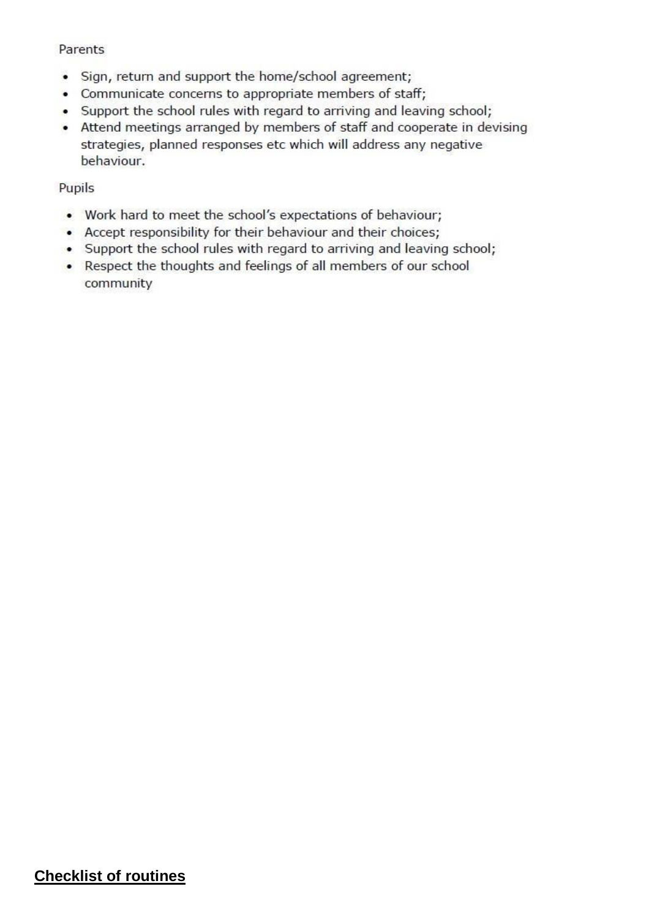Parents

- Sign, return and support the home/school agreement;
- Communicate concerns to appropriate members of staff;
- Support the school rules with regard to arriving and leaving school;
- Attend meetings arranged by members of staff and cooperate in devising strategies, planned responses etc which will address any negative behaviour.

Pupils

- Work hard to meet the school's expectations of behaviour;
- Accept responsibility for their behaviour and their choices;
- Support the school rules with regard to arriving and leaving school;
- Respect the thoughts and feelings of all members of our school community

## **Checklist of routines**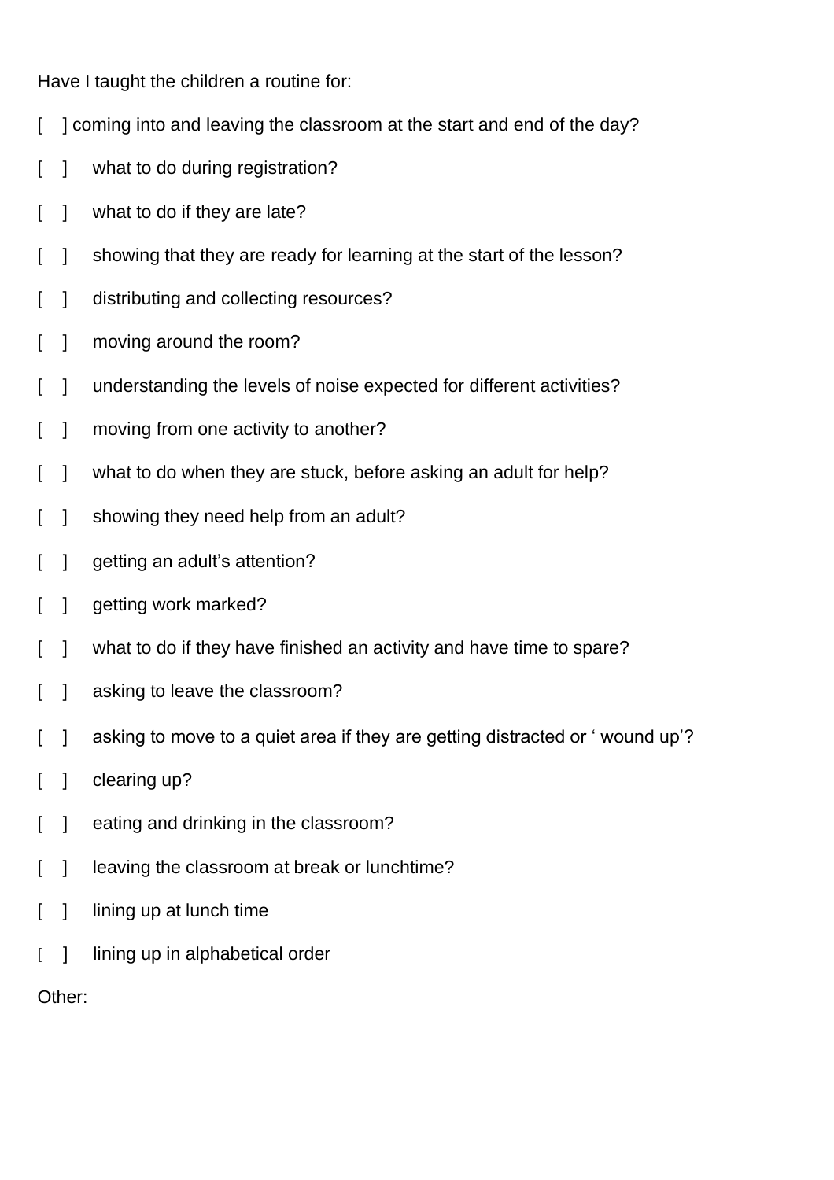Have I taught the children a routine for:

[ ] coming into and leaving the classroom at the start and end of the day?

[ ] what to do during registration?

[ ] what to do if they are late?

[ ] showing that they are ready for learning at the start of the lesson?

[ ] distributing and collecting resources?

[ ] moving around the room?

[ ] understanding the levels of noise expected for different activities?

[ ] moving from one activity to another?

[ ] what to do when they are stuck, before asking an adult for help?

[ ] showing they need help from an adult?

[ ] getting an adult's attention?

[ ] getting work marked?

[ ] what to do if they have finished an activity and have time to spare?

[ ] asking to leave the classroom?

[ ] asking to move to a quiet area if they are getting distracted or ' wound up'?

[ ] clearing up?

[ ] eating and drinking in the classroom?

[ ] leaving the classroom at break or lunchtime?

[ ] lining up at lunch time

[ ] lining up in alphabetical order

Other: